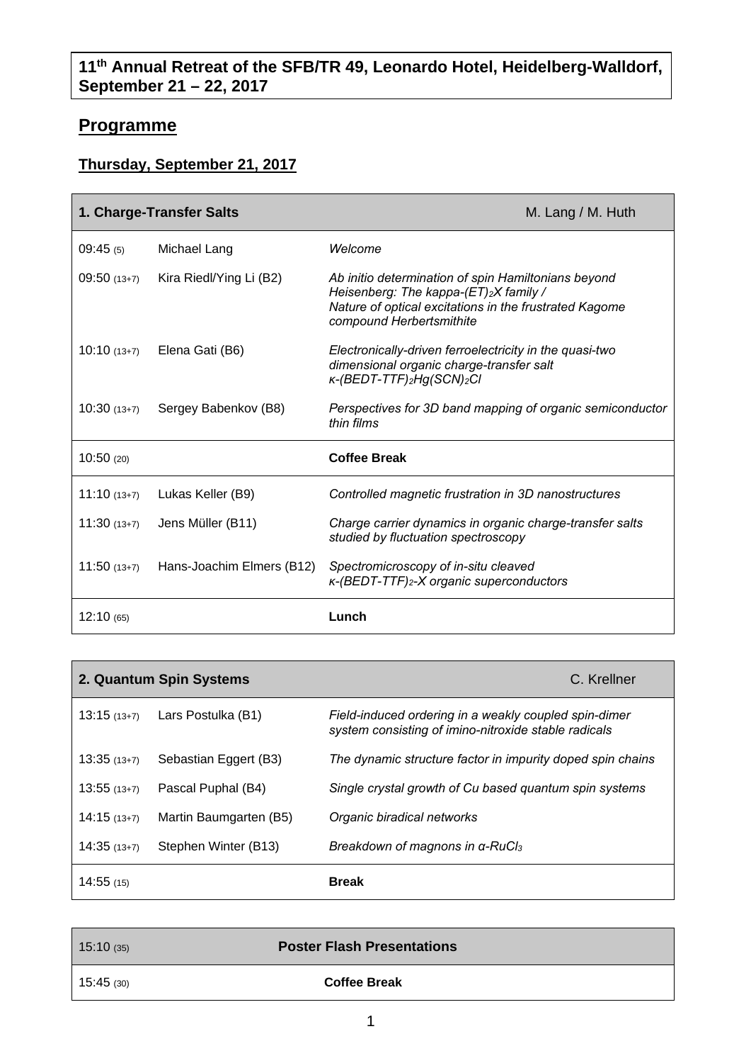**11th Annual Retreat of the SFB/TR 49, Leonardo Hotel, Heidelberg-Walldorf, September 21 – 22, 2017**

# Programme

## Thursday, September 21, 2017

| **1. Charge-Transfer Salts** | | M. Lang / M. Huth |
|---|---|---|
| 09:45 (5) | Michael Lang | *Welcome* |
| 09:50 (13+7) | Kira Riedl/Ying Li (B2) | *Ab initio determination of spin Hamiltonians beyond Heisenberg: The kappa-$(ET)_2X$ family / Nature of optical excitations in the frustrated Kagome compound Herbertsmithite* |
| 10:10 (13+7) | Elena Gati (B6) | *Electronically-driven ferroelectricity in the quasi-two dimensional organic charge-transfer salt κ-$(BEDT\text{-}TTF)_2Hg(SCN)_2Cl$* |
| 10:30 (13+7) | Sergey Babenkov (B8) | *Perspectives for 3D band mapping of organic semiconductor thin films* |
| 10:50 (20) | | **Coffee Break** |
| 11:10 (13+7) | Lukas Keller (B9) | *Controlled magnetic frustration in 3D nanostructures* |
| 11:30 (13+7) | Jens Müller (B11) | *Charge carrier dynamics in organic charge-transfer salts studied by fluctuation spectroscopy* |
| 11:50 (13+7) | Hans-Joachim Elmers (B12) | *Spectromicroscopy of in-situ cleaved κ-$(BEDT\text{-}TTF)_2$-X organic superconductors* |
| 12:10 (65) | | **Lunch** |

| **2. Quantum Spin Systems** | | C. Krellner |
|---|---|---|
| 13:15 (13+7) | Lars Postulka (B1) | *Field-induced ordering in a weakly coupled spin-dimer system consisting of imino-nitroxide stable radicals* |
| 13:35 (13+7) | Sebastian Eggert (B3) | *The dynamic structure factor in impurity doped spin chains* |
| 13:55 (13+7) | Pascal Puphal (B4) | *Single crystal growth of Cu based quantum spin systems* |
| 14:15 (13+7) | Martin Baumgarten (B5) | *Organic biradical networks* |
| 14:35 (13+7) | Stephen Winter (B13) | *Breakdown of magnons in α-$RuCl_3$* |
| 14:55 (15) | | **Break** |

| 15:10 (35) | **Poster Flash Presentations** |
|---|---|
| 15:45 (30) | **Coffee Break** |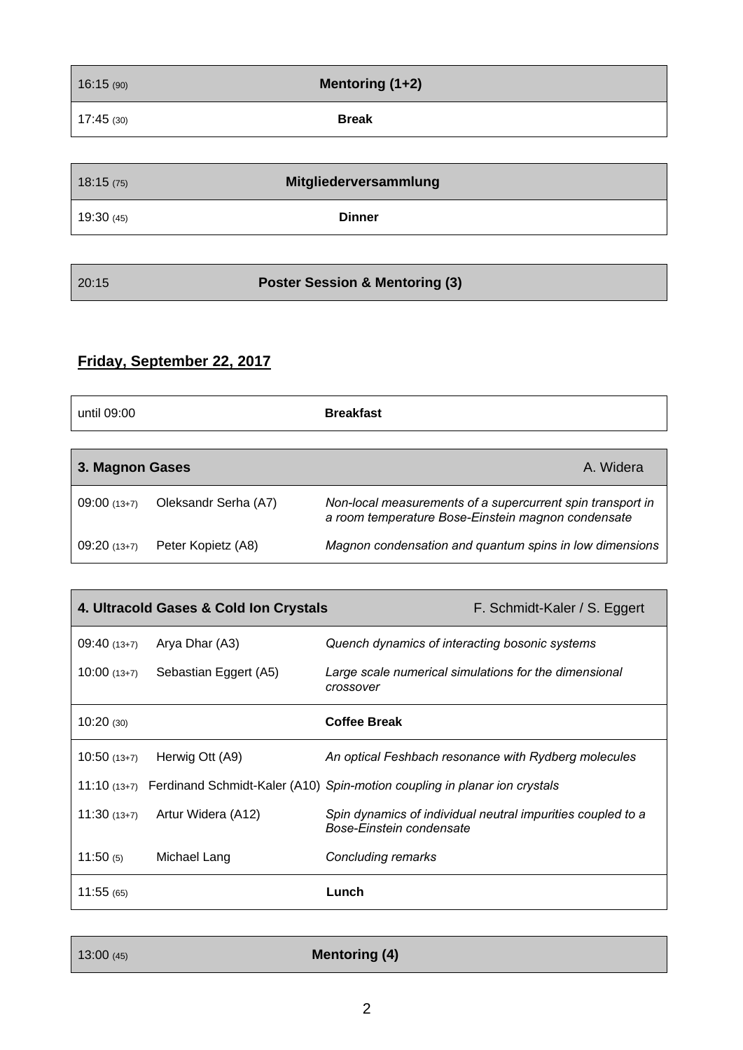| | |
|---|---|
| 16:15 (90) | **Mentoring (1+2)** |
| 17:45 (30) | **Break** |

| | |
|---|---|
| 18:15 (75) | **Mitgliederversammlung** |
| 19:30 (45) | **Dinner** |

| | |
|---|---|
| 20:15 | **Poster Session & Mentoring (3)** |

## Friday, September 22, 2017

| | |
|---|---|
| until 09:00 | **Breakfast** |

| **3. Magnon Gases** | | A. Widera |
|---|---|---|
| 09:00 (13+7) | Oleksandr Serha (A7) | *Non-local measurements of a supercurrent spin transport in a room temperature Bose-Einstein magnon condensate* |
| 09:20 (13+7) | Peter Kopietz (A8) | *Magnon condensation and quantum spins in low dimensions* |

| **4. Ultracold Gases & Cold Ion Crystals** | | F. Schmidt-Kaler / S. Eggert |
|---|---|---|
| 09:40 (13+7) | Arya Dhar (A3) | *Quench dynamics of interacting bosonic systems* |
| 10:00 (13+7) | Sebastian Eggert (A5) | *Large scale numerical simulations for the dimensional crossover* |
| 10:20 (30) | | **Coffee Break** |
| 10:50 (13+7) | Herwig Ott (A9) | *An optical Feshbach resonance with Rydberg molecules* |
| 11:10 (13+7) | Ferdinand Schmidt-Kaler (A10) | *Spin-motion coupling in planar ion crystals* |
| 11:30 (13+7) | Artur Widera (A12) | *Spin dynamics of individual neutral impurities coupled to a Bose-Einstein condensate* |
| 11:50 (5) | Michael Lang | *Concluding remarks* |
| 11:55 (65) | | **Lunch** |

| | |
|---|---|
| 13:00 (45) | **Mentoring (4)** |